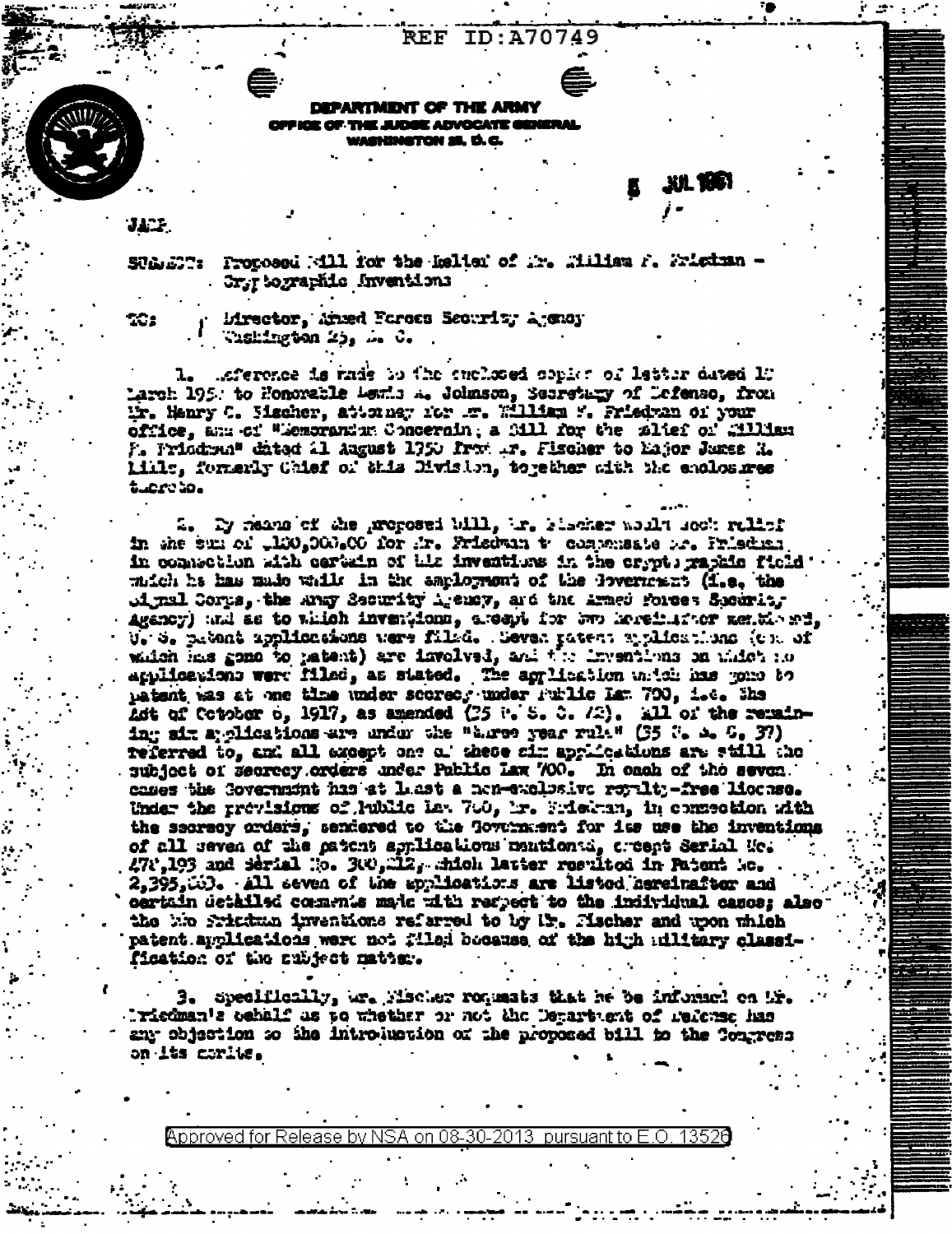REF ID:A70749

DEPARTMENT OF THE ARMY
OFFICE OF THE JUDGE ADVOCATE GENERAL
WASHINGTON 25, D. C.

5 JUL 1951

JAGP

SUBJECT: Proposed Bill for the Relief of Mr. William F. Friedman - Cryptographic Inventions

TO: Director, Armed Forces Security Agency
Washington 25, D. C.

1. Reference is made to the enclosed copies of letter dated 17 March 1950 to Honorable Louis A. Johnson, Secretary of Defense, from Mr. Henry C. Fischer, attorney for Mr. William F. Friedman of your office, and of "Memorandum Concerning a Bill for the Relief of William F. Friedman" dated 11 August 1950 from Mr. Fischer to Major James H. Little, formerly Chief of this Division, together with the enclosures thereto.

2. By means of the proposed bill, Mr. Fischer would seek relief in the sum of $100,000.00 for Mr. Friedman to compensate Mr. Friedman in connection with certain of his inventions in the cryptographic field which he has made while in the employment of the Government (i.e. the Signal Corps, the Army Security Agency, and the Armed Forces Security Agency) and as to which inventions, except for two hereinafter mentioned, U. S. patent applications were filed. Seven patent applications (one of which has gone to patent) are involved, and the inventions on which no applications were filed, as stated. The application which has gone to patent was at one time under secrecy under Public Law 700, i.e. the Act of October 6, 1917, as amended (35 U. S. C. 42). All of the remaining six applications are under the "three year rule" (35 U. S. C. 37) referred to, and all except one of these six applications are still the subject of secrecy orders under Public Law 700. In each of the seven cases the Government has at least a non-exclusive royalty-free license. Under the provisions of Public Law 700, Mr. Friedman, in connection with the secrecy orders, tendered to the Government for its use the inventions of all seven of the patent applications mentioned, except Serial No. 478,193 and Serial No. 300,212, which latter resulted in Patent No. 2,395,863. All seven of the applications are listed hereinafter and certain detailed comments made with respect to the individual cases; also the two Friedman inventions referred to by Mr. Fischer and upon which patent applications were not filed because of the high military classification of the subject matter.

3. Specifically, Mr. Fischer requests that he be informed on Mr. Friedman's behalf as to whether or not the Department of Defense has any objection to the introduction of the proposed bill to the Congress on its merits.

Approved for Release by NSA on 08-30-2013 pursuant to E.O. 13526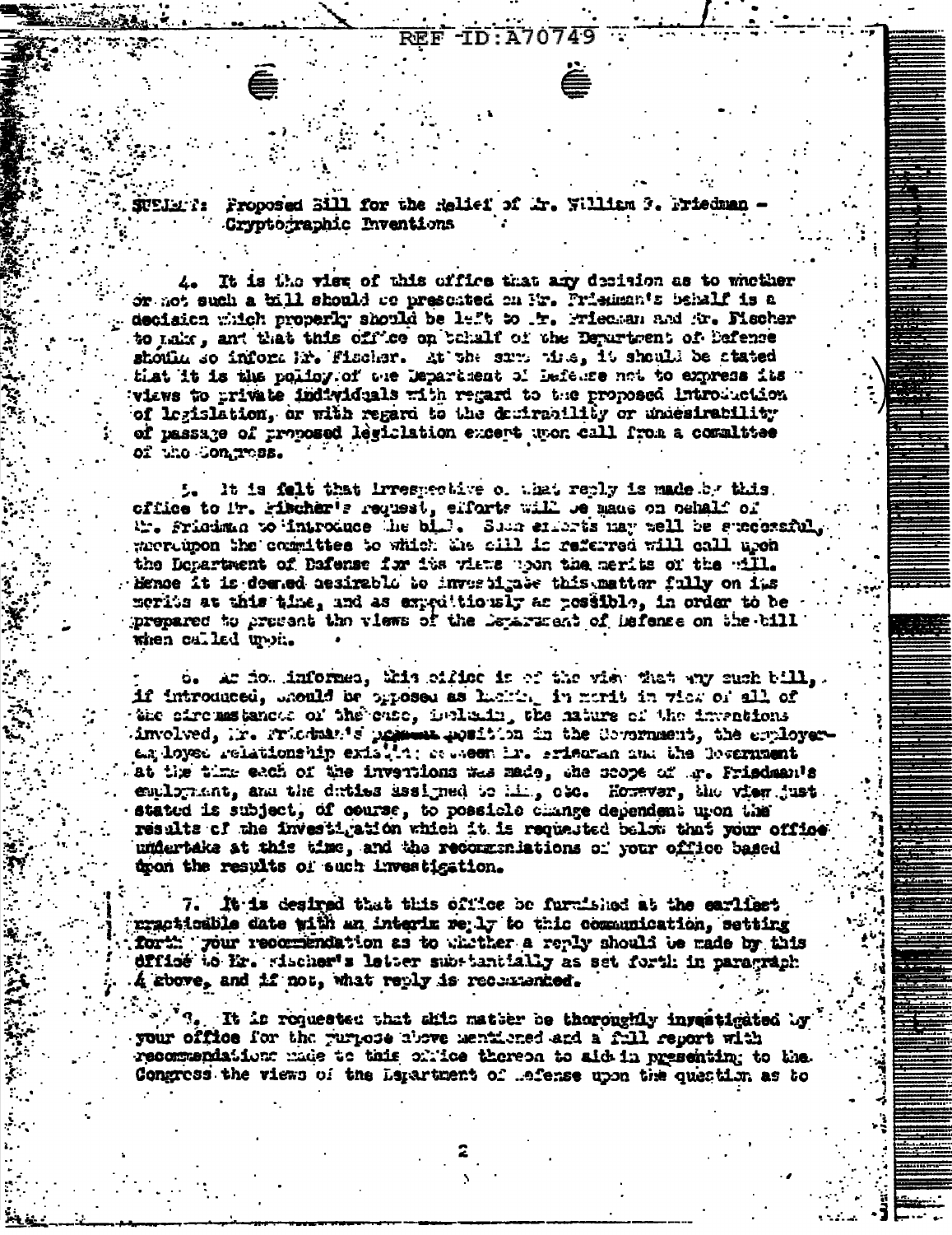REF ID:A70749

SUBJECT: Proposed Bill for the Relief of Mr. William F. Friedman - Cryptographic Inventions

4. It is the view of this office that any decision as to whether or not such a bill should be presented on Mr. Friedman's behalf is a decision which properly should be left to Mr. Friedman and Mr. Fischer to make, and that this office on behalf of the Department of Defense should so inform Mr. Fischer. At the same time, it should be stated that it is the policy of the Department of Defense not to express its views to private individuals with regard to the proposed introduction of legislation, or with regard to the desirability or undesirability of passage of proposed legislation except upon call from a committee of the Congress.

5. It is felt that irrespective of what reply is made by this office to Mr. Fischer's request, efforts will be made on behalf of Mr. Friedman to introduce the bill. Such efforts may well be successful, whereupon the committee to which the bill is referred will call upon the Department of Defense for its views upon the merits of the bill. Hence it is deemed desirable to investigate this matter fully on its merits at this time, and as expeditiously as possible, in order to be prepared to present the views of the Department of Defense on the bill when called upon.

6. As now informed, this office is of the view that any such bill, if introduced, should be opposed as lacking in merit in view of all of the circumstances of the case, including the nature of the inventions involved, Mr. Friedman's present position in the Government, the employer-employee relationship existing between Mr. Friedman and the Government at the time each of the inventions was made, the scope of Mr. Friedman's employment, and the duties assigned to him, etc. However, the view just stated is subject, of course, to possible change dependent upon the results of the investigation which it is requested below that your office undertake at this time, and the recommendations of your office based upon the results of such investigation.

7. It is desired that this office be furnished at the earliest practicable date with an interim reply to this communication, setting forth your recommendation as to whether a reply should be made by this office to Mr. Fischer's letter substantially as set forth in paragraph 4 above, and if not, what reply is recommended.

8. It is requested that this matter be thoroughly investigated by your office for the purpose above mentioned and a full report with recommendations made to this office thereon to aid in presenting to the Congress the views of the Department of Defense upon the question as to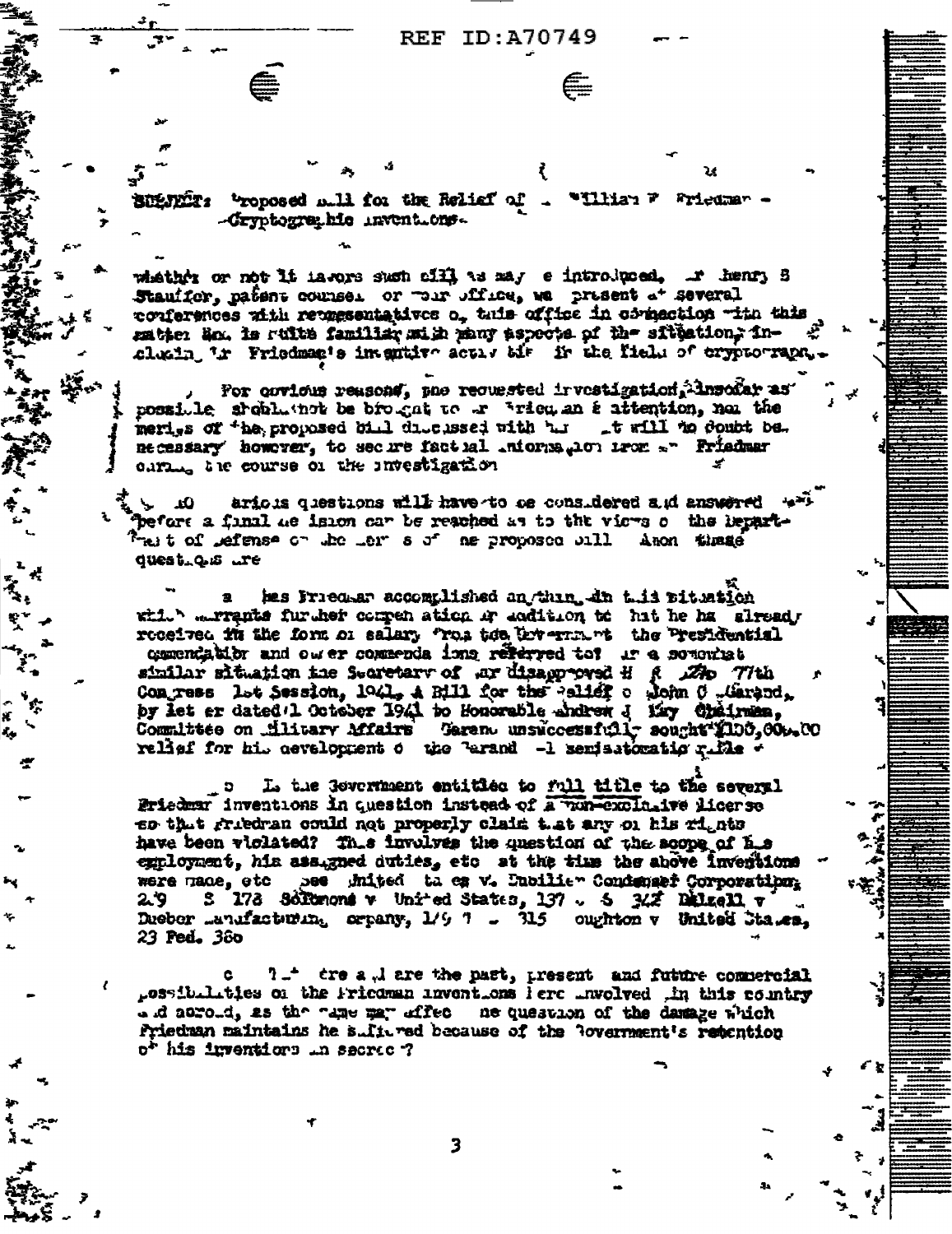SUBJECT: Proposed Bill for the Relief of William F. Friedman - Cryptographic Inventions.

whether or not it favors such bill as may be introduced. Mr. Henry B. Stauffer, patent counsel for your office, was present at several conferences with representatives of this office in connection with this matter and is quite familiar with many aspects of the situation, including Mr. Friedman's inventive activities in the field of cryptography.

For obvious reasons, the requested investigation, insofar as possible, should not be brought to Mr. Friedman's attention, nor the merits of the proposed bill discussed with him. It will no doubt be necessary, however, to secure factual information from Mr. Friedman during the course of the investigation.

Various questions will have to be considered and answered before a final decision can be reached as to the views of the Department of Defense on the merits of the proposed bill. Among these questions are:

a. Has Friedman accomplished anything in this situation which warrants further compensation in addition to what he has already received in the form of salary from the Government, the Presidential commendation and other commendations referred to? In a somewhat similar situation the Secretary of War disapproved H. R. 2290, 77th Congress, 1st Session, 1941, A Bill for the Relief of John C. Garand, by letter dated 1 October 1941 to Honorable Andrew J. May, Chairman, Committee on Military Affairs. Garand unsuccessfully sought $100,000.00 relief for his development of the Garand .30 semiautomatic rifle.

b. Is the Government entitled to full title to the several Friedman inventions in question instead of a non-exclusive license so that Friedman could not properly claim that any of his rights have been violated? This involves the question of the scope of his employment, his assigned duties, etc., at the time the above inventions were made, etc. (see United States v. Dubilier Condenser Corporation, 289 U. S. 178; Solomons v. United States, 137 U. S. 342; Dalzell v. Dueber Manufacturing Company, 149 U. S. 315; Houghton v. United States, 23 Fed. 386).

c. What are and are the past, present and future commercial possibilities of the Friedman inventions here involved in this country and abroad, as the same may affect the question of the damage which Friedman maintains he suffered because of the Government's retention of his inventions in secrecy?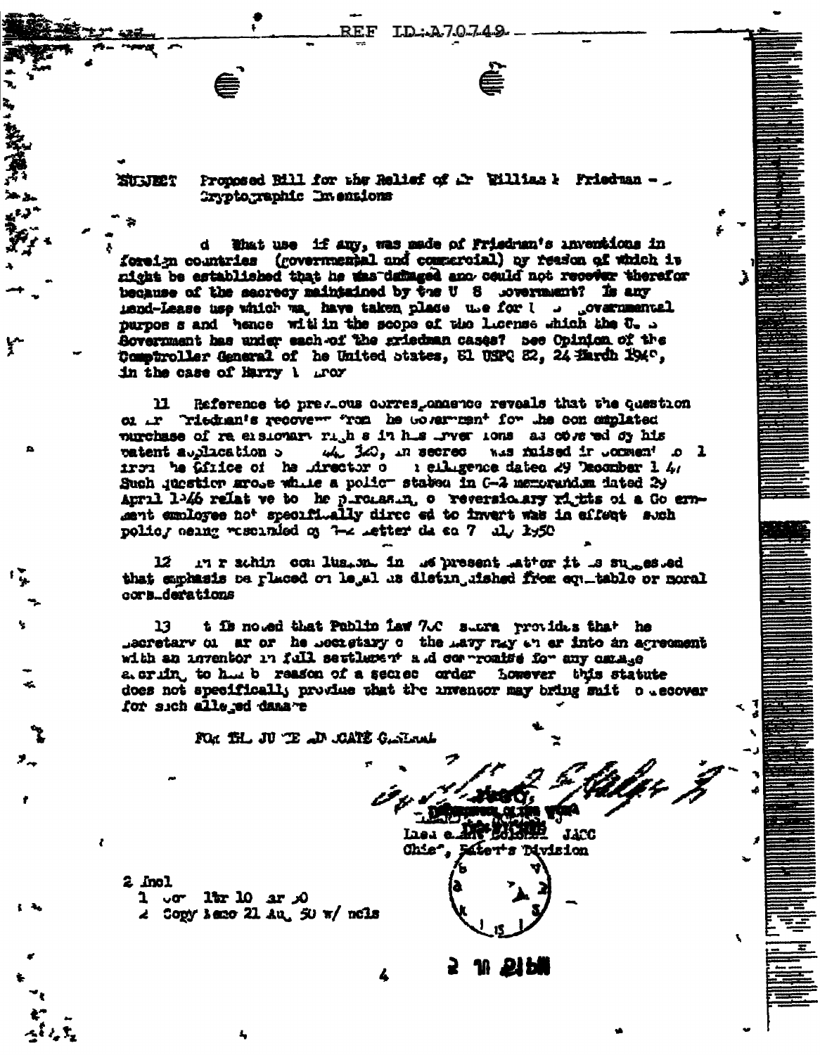SUBJECT Proposed Bill for the Relief of Mr William F Friedman — Cryptographic Inventions

d What use if any, was made of Friedman's inventions in foreign countries (governmental and commercial) by reason of which it might be established that he was damaged and could not recover therefor because of the secrecy maintained by the U S Government? Is any Lend-Lease use which may have taken place use for U S governmental purposes and hence within the scope of the License which the U. S Government has under each of the Friedman cases? See Opinion of the Comptroller General of the United States, 81 USPQ 82, 24 March 1949, in the case of Harry L Inrov

11 Reference to previous correspondence reveals that the question of Mr Friedman's recovery from the Government for the contemplated purchase of reversionary rights in his inventions as covered by his patent application S 44,340, in secrecy was raised in comment to 1 from the Office of the Director of Intelligence dated 29 December 1947 Such question arose while a policy stated in G-2 memorandum dated 29 April 1946 relative to the purchase of reversionary rights of a Government employee not specifically directed to invert was in effect such policy being rescinded by G-2 letter dated 7 July 1950

12 In reaching conclusion in the present matter it is suggested that emphasis be placed on legal as distinguished from equitable or moral considerations

13 It is noted that Public Law 700 supra provides that the Secretary of War or the Secretary of the Navy may enter into an agreement with an inventor in full settlement and compromise for any damage accruing to him by reason of a secrecy order However this statute does not specifically provide that the inventor may bring suit to recover for such alleged damage

FOR THE JUDGE ADVOCATE GENERAL

Lieut Colonel JAGC
Chief, Patents Division

2 Incl
1 Cor Ltr 10 Mar 50
2 Copy Memo 21 Aug 50 w/ Incls